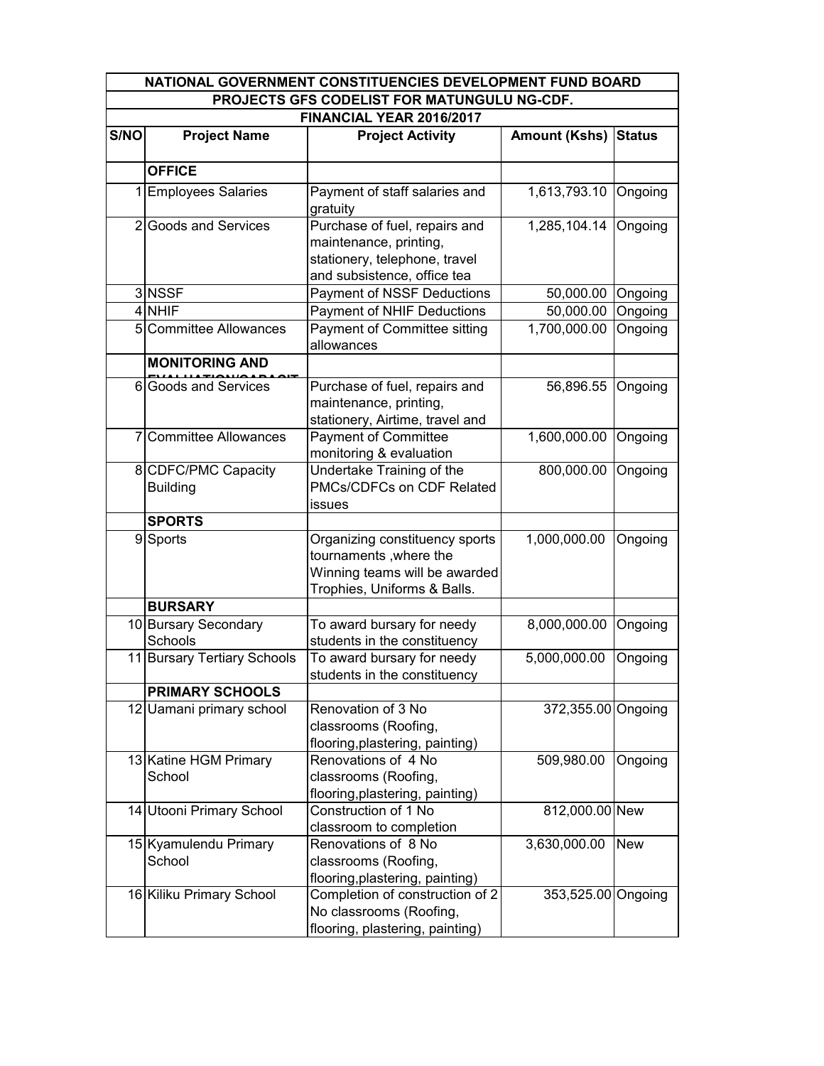| NATIONAL GOVERNMENT CONSTITUENCIES DEVELOPMENT FUND BOARD | | | | |
|---|---|---|---|---|
| PROJECTS GFS CODELIST FOR MATUNGULU NG-CDF. | | | | |
| FINANCIAL YEAR 2016/2017 | | | | |
| **S/NO** | **Project Name** | **Project Activity** | **Amount (Kshs)** | **Status** |
| | **OFFICE** | | | |
| 1 | Employees Salaries | Payment of staff salaries and gratuity | 1,613,793.10 | Ongoing |
| 2 | Goods and Services | Purchase of fuel, repairs and maintenance, printing, stationery, telephone, travel and subsistence, office tea | 1,285,104.14 | Ongoing |
| 3 | NSSF | Payment of NSSF Deductions | 50,000.00 | Ongoing |
| 4 | NHIF | Payment of NHIF Deductions | 50,000.00 | Ongoing |
| 5 | Committee Allowances | Payment of Committee sitting allowances | 1,700,000.00 | Ongoing |
| | **MONITORING AND EVALUATION/CAPACIT** | | | |
| 6 | Goods and Services | Purchase of fuel, repairs and maintenance, printing, stationery, Airtime, travel and | 56,896.55 | Ongoing |
| 7 | Committee Allowances | Payment of Committee monitoring & evaluation | 1,600,000.00 | Ongoing |
| 8 | CDFC/PMC Capacity Building | Undertake Training of the PMCs/CDFCs on CDF Related issues | 800,000.00 | Ongoing |
| | **SPORTS** | | | |
| 9 | Sports | Organizing constituency sports tournaments ,where the Winning teams will be awarded Trophies, Uniforms & Balls. | 1,000,000.00 | Ongoing |
| | **BURSARY** | | | |
| 10 | Bursary Secondary Schools | To award bursary for needy students in the constituency | 8,000,000.00 | Ongoing |
| 11 | Bursary Tertiary Schools | To award bursary for needy students in the constituency | 5,000,000.00 | Ongoing |
| | **PRIMARY SCHOOLS** | | | |
| 12 | Uamani primary school | Renovation of 3 No classrooms (Roofing, flooring,plastering, painting) | 372,355.00 | Ongoing |
| 13 | Katine HGM Primary School | Renovations of 4 No classrooms (Roofing, flooring,plastering, painting) | 509,980.00 | Ongoing |
| 14 | Utooni Primary School | Construction of 1 No classroom to completion | 812,000.00 | New |
| 15 | Kyamulendu Primary School | Renovations of 8 No classrooms (Roofing, flooring,plastering, painting) | 3,630,000.00 | New |
| 16 | Kiliku Primary School | Completion of construction of 2 No classrooms (Roofing, flooring, plastering, painting) | 353,525.00 | Ongoing |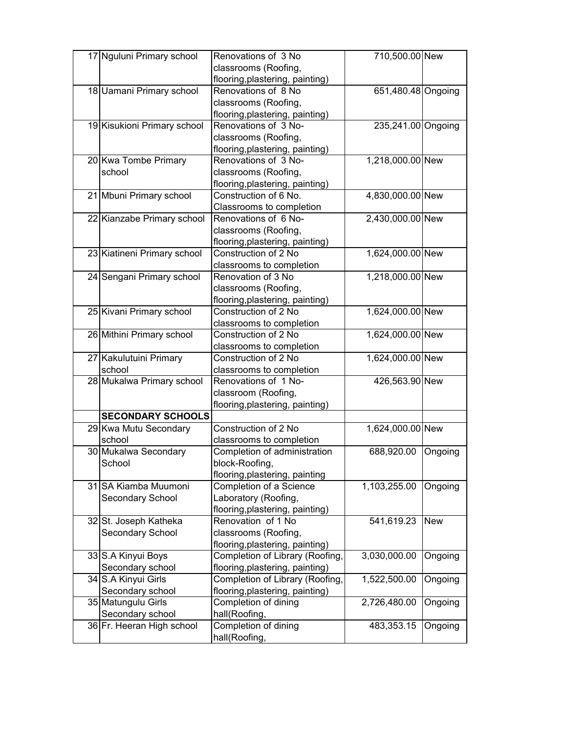| | | | | |
|---|---|---|---|---|
| 17 | Nguluni Primary school | Renovations of 3 No classrooms (Roofing, flooring,plastering, painting) | 710,500.00 | New |
| 18 | Uamani Primary school | Renovations of 8 No classrooms (Roofing, flooring,plastering, painting) | 651,480.48 | Ongoing |
| 19 | Kisukioni Primary school | Renovations of 3 No- classrooms (Roofing, flooring,plastering, painting) | 235,241.00 | Ongoing |
| 20 | Kwa Tombe Primary school | Renovations of 3 No- classrooms (Roofing, flooring,plastering, painting) | 1,218,000.00 | New |
| 21 | Mbuni Primary school | Construction of 6 No. Classrooms to completion | 4,830,000.00 | New |
| 22 | Kianzabe Primary school | Renovations of 6 No- classrooms (Roofing, flooring,plastering, painting) | 2,430,000.00 | New |
| 23 | Kiatineni Primary school | Construction of 2 No classrooms to completion | 1,624,000.00 | New |
| 24 | Sengani Primary school | Renovation of 3 No classrooms (Roofing, flooring,plastering, painting) | 1,218,000.00 | New |
| 25 | Kivani Primary school | Construction of 2 No classrooms to completion | 1,624,000.00 | New |
| 26 | Mithini Primary school | Construction of 2 No classrooms to completion | 1,624,000.00 | New |
| 27 | Kakulutuini Primary school | Construction of 2 No classrooms to completion | 1,624,000.00 | New |
| 28 | Mukalwa Primary school | Renovations of 1 No- classroom (Roofing, flooring,plastering, painting) | 426,563.90 | New |
| | **SECONDARY SCHOOLS** | | | |
| 29 | Kwa Mutu Secondary school | Construction of 2 No classrooms to completion | 1,624,000.00 | New |
| 30 | Mukalwa Secondary School | Completion of administration block-Roofing, flooring,plastering, painting | 688,920.00 | Ongoing |
| 31 | SA Kiamba Muumoni Secondary School | Completion of a Science Laboratory (Roofing, flooring,plastering, painting) | 1,103,255.00 | Ongoing |
| 32 | St. Joseph Katheka Secondary School | Renovation of 1 No classrooms (Roofing, flooring,plastering, painting) | 541,619.23 | New |
| 33 | S.A Kinyui Boys Secondary school | Completion of Library (Roofing, flooring,plastering, painting) | 3,030,000.00 | Ongoing |
| 34 | S.A Kinyui Girls Secondary school | Completion of Library (Roofing, flooring,plastering, painting) | 1,522,500.00 | Ongoing |
| 35 | Matungulu Girls Secondary school | Completion of dining hall(Roofing, | 2,726,480.00 | Ongoing |
| 36 | Fr. Heeran High school | Completion of dining hall(Roofing, | 483,353.15 | Ongoing |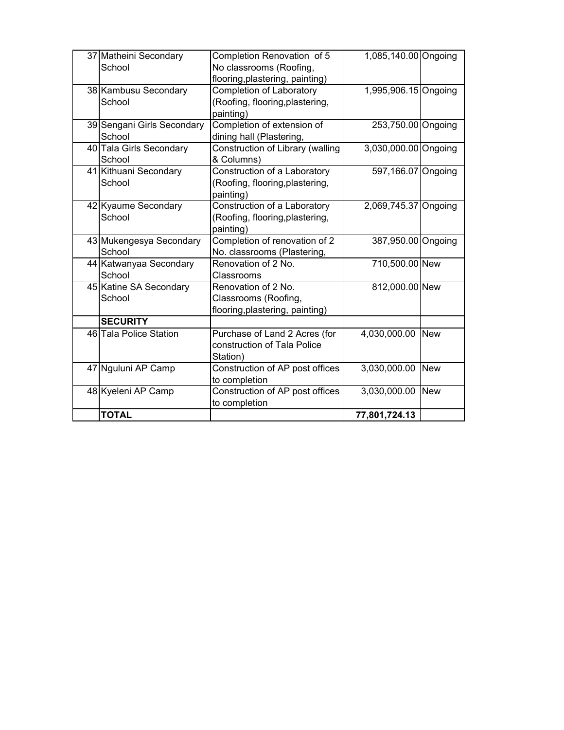| | | | | |
|---|---|---|---|---|
| 37 | Matheini Secondary School | Completion Renovation of 5 No classrooms (Roofing, flooring,plastering, painting) | 1,085,140.00 | Ongoing |
| 38 | Kambusu Secondary School | Completion of Laboratory (Roofing, flooring,plastering, painting) | 1,995,906.15 | Ongoing |
| 39 | Sengani Girls Secondary School | Completion of extension of dining hall (Plastering, | 253,750.00 | Ongoing |
| 40 | Tala Girls Secondary School | Construction of Library (walling & Columns) | 3,030,000.00 | Ongoing |
| 41 | Kithuani Secondary School | Construction of a Laboratory (Roofing, flooring,plastering, painting) | 597,166.07 | Ongoing |
| 42 | Kyaume Secondary School | Construction of a Laboratory (Roofing, flooring,plastering, painting) | 2,069,745.37 | Ongoing |
| 43 | Mukengesya Secondary School | Completion of renovation of 2 No. classrooms (Plastering, | 387,950.00 | Ongoing |
| 44 | Katwanyaa Secondary School | Renovation of 2 No. Classrooms | 710,500.00 | New |
| 45 | Katine SA Secondary School | Renovation of 2 No. Classrooms (Roofing, flooring,plastering, painting) | 812,000.00 | New |
| | **SECURITY** | | | |
| 46 | Tala Police Station | Purchase of Land 2 Acres (for construction of Tala Police Station) | 4,030,000.00 | New |
| 47 | Nguluni AP Camp | Construction of AP post offices to completion | 3,030,000.00 | New |
| 48 | Kyeleni AP Camp | Construction of AP post offices to completion | 3,030,000.00 | New |
| | **TOTAL** | | **77,801,724.13** | |